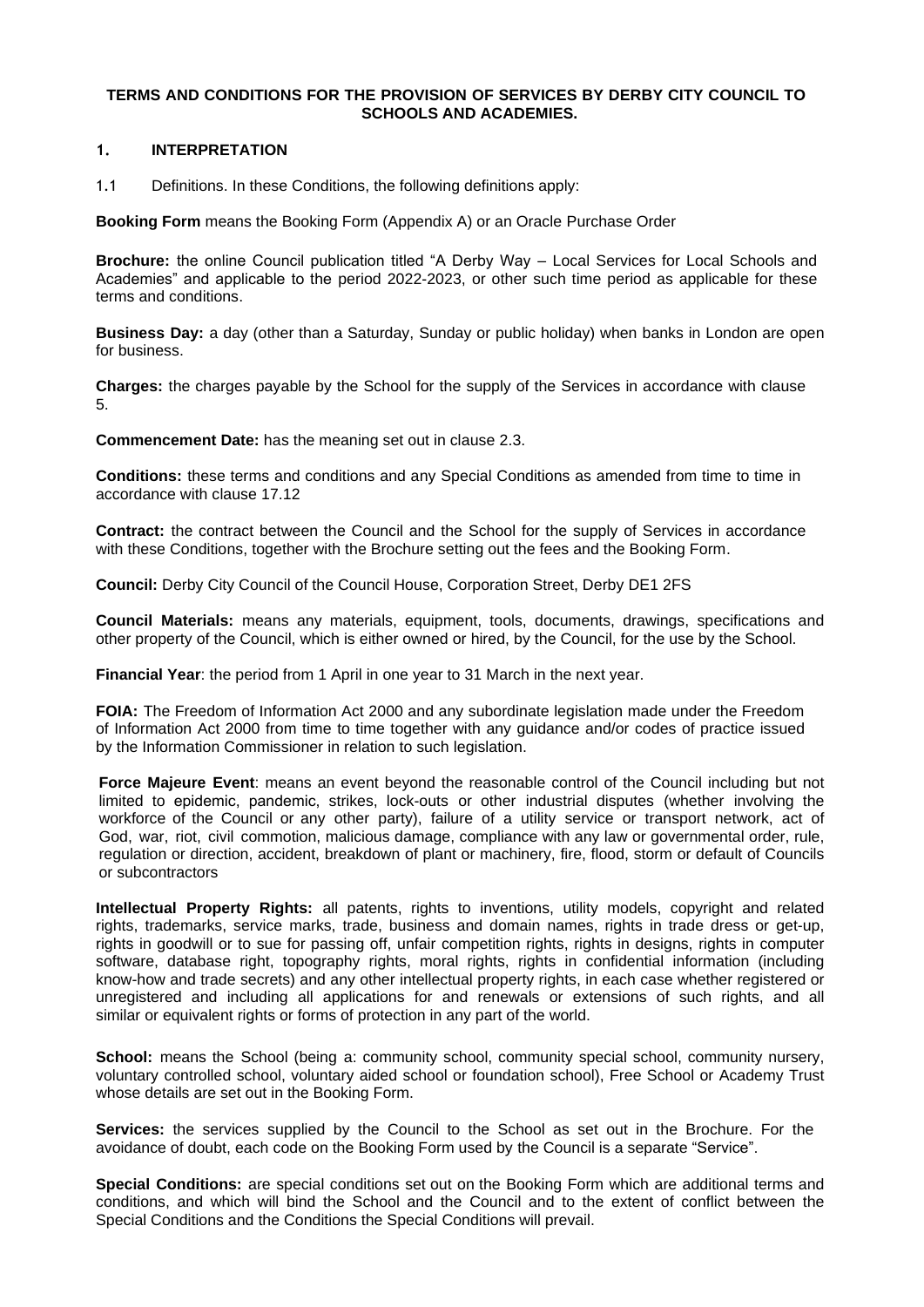**TERMS AND CONDITIONS FOR THE PROVISION OF SERVICES BY DERBY CITY COUNCIL TO SCHOOLS AND ACADEMIES.**

## 1. INTERPRETATION

1.1 Definitions. In these Conditions, the following definitions apply:

**Booking Form** means the Booking Form (Appendix A) or an Oracle Purchase Order

**Brochure:** the online Council publication titled "A Derby Way – Local Services for Local Schools and Academies" and applicable to the period 2022-2023, or other such time period as applicable for these terms and conditions.

**Business Day:** a day (other than a Saturday, Sunday or public holiday) when banks in London are open for business.

**Charges:** the charges payable by the School for the supply of the Services in accordance with clause 5.

**Commencement Date:** has the meaning set out in clause 2.3.

**Conditions:** these terms and conditions and any Special Conditions as amended from time to time in accordance with clause 17.12

**Contract:** the contract between the Council and the School for the supply of Services in accordance with these Conditions, together with the Brochure setting out the fees and the Booking Form.

**Council:** Derby City Council of the Council House, Corporation Street, Derby DE1 2FS

**Council Materials:** means any materials, equipment, tools, documents, drawings, specifications and other property of the Council, which is either owned or hired, by the Council, for the use by the School.

**Financial Year**: the period from 1 April in one year to 31 March in the next year.

**FOIA:** The Freedom of Information Act 2000 and any subordinate legislation made under the Freedom of Information Act 2000 from time to time together with any guidance and/or codes of practice issued by the Information Commissioner in relation to such legislation.

**Force Majeure Event**: means an event beyond the reasonable control of the Council including but not limited to epidemic, pandemic, strikes, lock-outs or other industrial disputes (whether involving the workforce of the Council or any other party), failure of a utility service or transport network, act of God, war, riot, civil commotion, malicious damage, compliance with any law or governmental order, rule, regulation or direction, accident, breakdown of plant or machinery, fire, flood, storm or default of Councils or subcontractors

**Intellectual Property Rights:** all patents, rights to inventions, utility models, copyright and related rights, trademarks, service marks, trade, business and domain names, rights in trade dress or get-up, rights in goodwill or to sue for passing off, unfair competition rights, rights in designs, rights in computer software, database right, topography rights, moral rights, rights in confidential information (including know-how and trade secrets) and any other intellectual property rights, in each case whether registered or unregistered and including all applications for and renewals or extensions of such rights, and all similar or equivalent rights or forms of protection in any part of the world.

**School:** means the School (being a: community school, community special school, community nursery, voluntary controlled school, voluntary aided school or foundation school), Free School or Academy Trust whose details are set out in the Booking Form.

**Services:** the services supplied by the Council to the School as set out in the Brochure. For the avoidance of doubt, each code on the Booking Form used by the Council is a separate "Service".

**Special Conditions:** are special conditions set out on the Booking Form which are additional terms and conditions, and which will bind the School and the Council and to the extent of conflict between the Special Conditions and the Conditions the Special Conditions will prevail.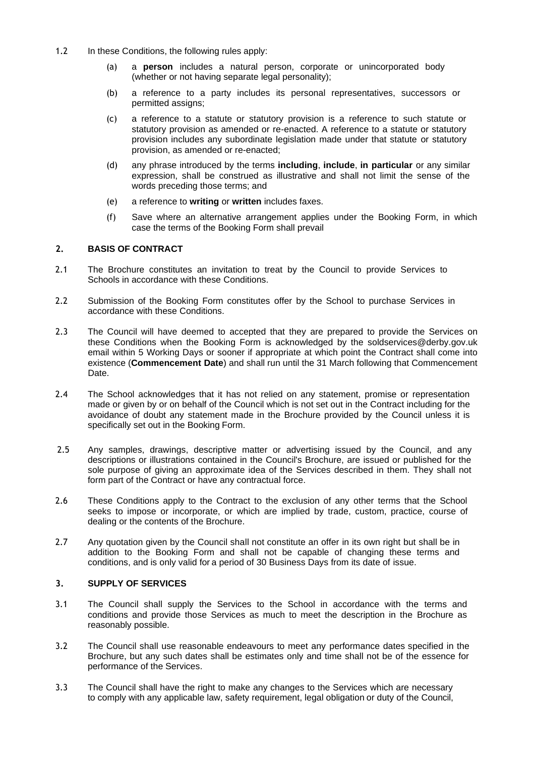1.2 In these Conditions, the following rules apply:

(a) a **person** includes a natural person, corporate or unincorporated body (whether or not having separate legal personality);

(b) a reference to a party includes its personal representatives, successors or permitted assigns;

(c) a reference to a statute or statutory provision is a reference to such statute or statutory provision as amended or re-enacted. A reference to a statute or statutory provision includes any subordinate legislation made under that statute or statutory provision, as amended or re-enacted;

(d) any phrase introduced by the terms **including**, **include**, **in particular** or any similar expression, shall be construed as illustrative and shall not limit the sense of the words preceding those terms; and

(e) a reference to **writing** or **written** includes faxes.

(f) Save where an alternative arrangement applies under the Booking Form, in which case the terms of the Booking Form shall prevail

## 2. BASIS OF CONTRACT

2.1 The Brochure constitutes an invitation to treat by the Council to provide Services to Schools in accordance with these Conditions.

2.2 Submission of the Booking Form constitutes offer by the School to purchase Services in accordance with these Conditions.

2.3 The Council will have deemed to accepted that they are prepared to provide the Services on these Conditions when the Booking Form is acknowledged by the soldservices@derby.gov.uk email within 5 Working Days or sooner if appropriate at which point the Contract shall come into existence (**Commencement Date**) and shall run until the 31 March following that Commencement Date.

2.4 The School acknowledges that it has not relied on any statement, promise or representation made or given by or on behalf of the Council which is not set out in the Contract including for the avoidance of doubt any statement made in the Brochure provided by the Council unless it is specifically set out in the Booking Form.

2.5 Any samples, drawings, descriptive matter or advertising issued by the Council, and any descriptions or illustrations contained in the Council's Brochure, are issued or published for the sole purpose of giving an approximate idea of the Services described in them. They shall not form part of the Contract or have any contractual force.

2.6 These Conditions apply to the Contract to the exclusion of any other terms that the School seeks to impose or incorporate, or which are implied by trade, custom, practice, course of dealing or the contents of the Brochure.

2.7 Any quotation given by the Council shall not constitute an offer in its own right but shall be in addition to the Booking Form and shall not be capable of changing these terms and conditions, and is only valid for a period of 30 Business Days from its date of issue.

## 3. SUPPLY OF SERVICES

3.1 The Council shall supply the Services to the School in accordance with the terms and conditions and provide those Services as much to meet the description in the Brochure as reasonably possible.

3.2 The Council shall use reasonable endeavours to meet any performance dates specified in the Brochure, but any such dates shall be estimates only and time shall not be of the essence for performance of the Services.

3.3 The Council shall have the right to make any changes to the Services which are necessary to comply with any applicable law, safety requirement, legal obligation or duty of the Council,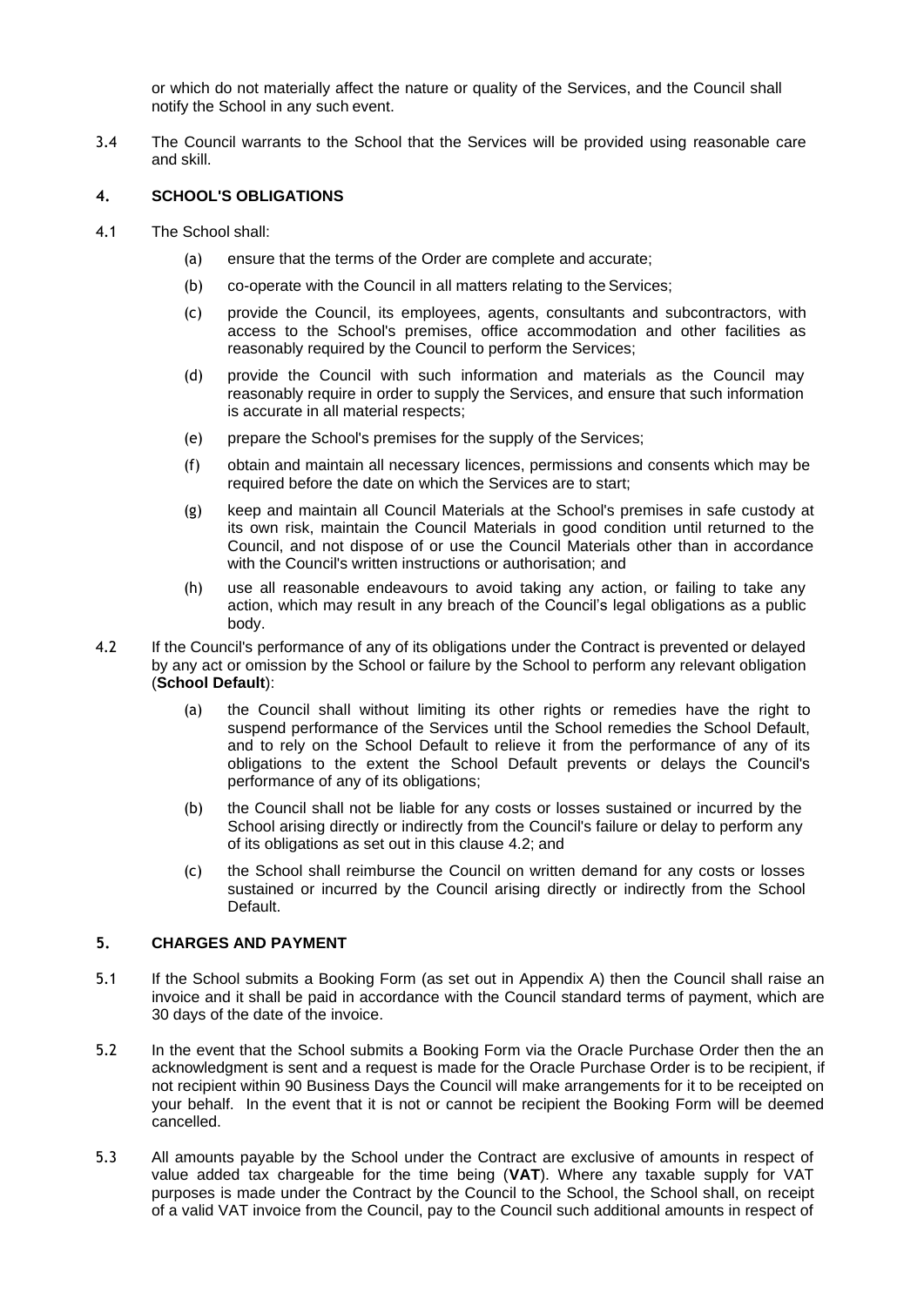or which do not materially affect the nature or quality of the Services, and the Council shall notify the School in any such event.

3.4 The Council warrants to the School that the Services will be provided using reasonable care and skill.

## 4. SCHOOL'S OBLIGATIONS

4.1 The School shall:

(a) ensure that the terms of the Order are complete and accurate;

(b) co-operate with the Council in all matters relating to the Services;

(c) provide the Council, its employees, agents, consultants and subcontractors, with access to the School's premises, office accommodation and other facilities as reasonably required by the Council to perform the Services;

(d) provide the Council with such information and materials as the Council may reasonably require in order to supply the Services, and ensure that such information is accurate in all material respects;

(e) prepare the School's premises for the supply of the Services;

(f) obtain and maintain all necessary licences, permissions and consents which may be required before the date on which the Services are to start;

(g) keep and maintain all Council Materials at the School's premises in safe custody at its own risk, maintain the Council Materials in good condition until returned to the Council, and not dispose of or use the Council Materials other than in accordance with the Council's written instructions or authorisation; and

(h) use all reasonable endeavours to avoid taking any action, or failing to take any action, which may result in any breach of the Council's legal obligations as a public body.

4.2 If the Council's performance of any of its obligations under the Contract is prevented or delayed by any act or omission by the School or failure by the School to perform any relevant obligation (**School Default**):

(a) the Council shall without limiting its other rights or remedies have the right to suspend performance of the Services until the School remedies the School Default, and to rely on the School Default to relieve it from the performance of any of its obligations to the extent the School Default prevents or delays the Council's performance of any of its obligations;

(b) the Council shall not be liable for any costs or losses sustained or incurred by the School arising directly or indirectly from the Council's failure or delay to perform any of its obligations as set out in this clause 4.2; and

(c) the School shall reimburse the Council on written demand for any costs or losses sustained or incurred by the Council arising directly or indirectly from the School Default.

## 5. CHARGES AND PAYMENT

5.1 If the School submits a Booking Form (as set out in Appendix A) then the Council shall raise an invoice and it shall be paid in accordance with the Council standard terms of payment, which are 30 days of the date of the invoice.

5.2 In the event that the School submits a Booking Form via the Oracle Purchase Order then the an acknowledgment is sent and a request is made for the Oracle Purchase Order is to be recipient, if not recipient within 90 Business Days the Council will make arrangements for it to be receipted on your behalf. In the event that it is not or cannot be recipient the Booking Form will be deemed cancelled.

5.3 All amounts payable by the School under the Contract are exclusive of amounts in respect of value added tax chargeable for the time being (**VAT**). Where any taxable supply for VAT purposes is made under the Contract by the Council to the School, the School shall, on receipt of a valid VAT invoice from the Council, pay to the Council such additional amounts in respect of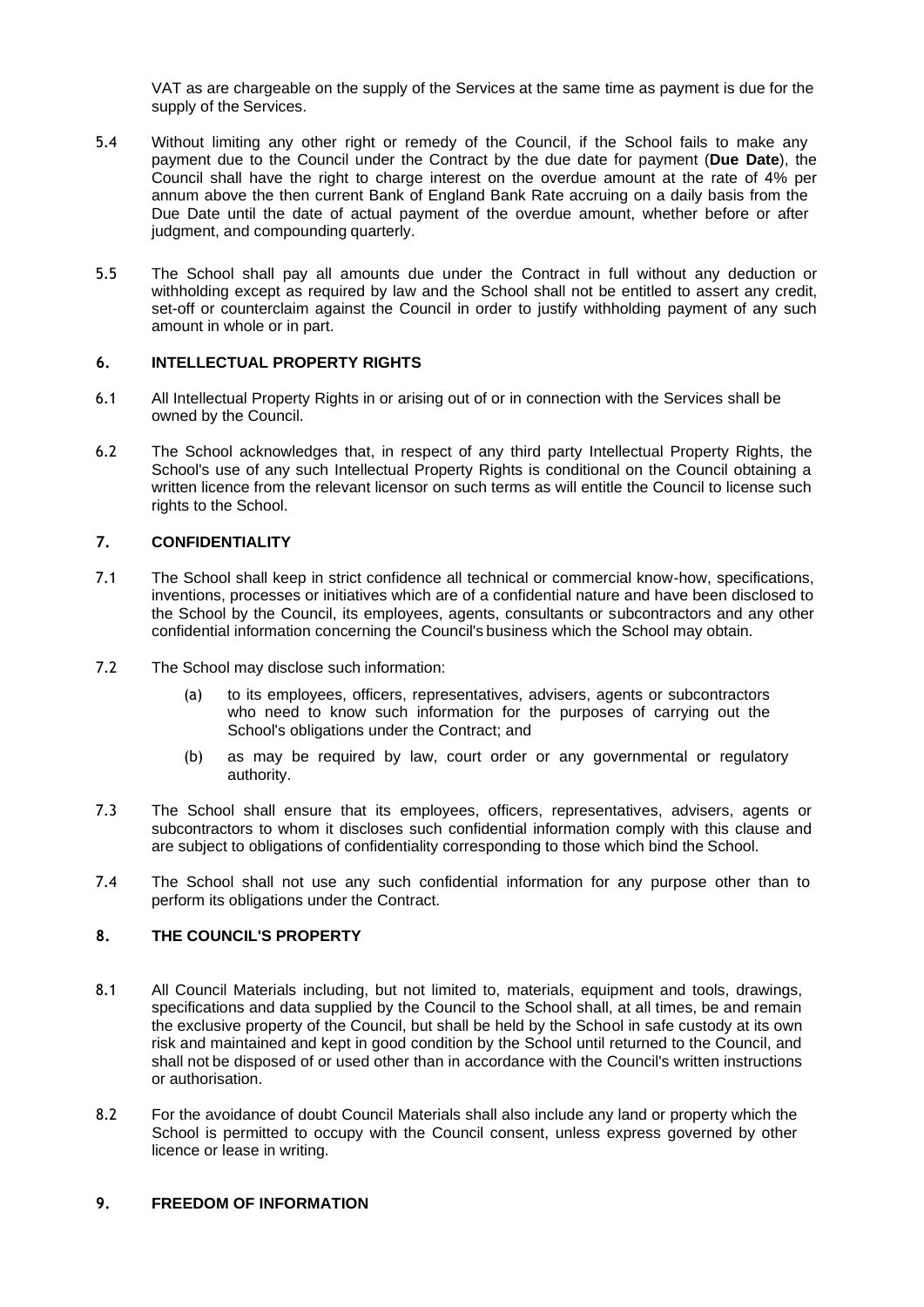VAT as are chargeable on the supply of the Services at the same time as payment is due for the supply of the Services.

5.4 Without limiting any other right or remedy of the Council, if the School fails to make any payment due to the Council under the Contract by the due date for payment (**Due Date**), the Council shall have the right to charge interest on the overdue amount at the rate of 4% per annum above the then current Bank of England Bank Rate accruing on a daily basis from the Due Date until the date of actual payment of the overdue amount, whether before or after judgment, and compounding quarterly.

5.5 The School shall pay all amounts due under the Contract in full without any deduction or withholding except as required by law and the School shall not be entitled to assert any credit, set-off or counterclaim against the Council in order to justify withholding payment of any such amount in whole or in part.

## 6. INTELLECTUAL PROPERTY RIGHTS

6.1 All Intellectual Property Rights in or arising out of or in connection with the Services shall be owned by the Council.

6.2 The School acknowledges that, in respect of any third party Intellectual Property Rights, the School's use of any such Intellectual Property Rights is conditional on the Council obtaining a written licence from the relevant licensor on such terms as will entitle the Council to license such rights to the School.

## 7. CONFIDENTIALITY

7.1 The School shall keep in strict confidence all technical or commercial know-how, specifications, inventions, processes or initiatives which are of a confidential nature and have been disclosed to the School by the Council, its employees, agents, consultants or subcontractors and any other confidential information concerning the Council's business which the School may obtain.

7.2 The School may disclose such information:

(a) to its employees, officers, representatives, advisers, agents or subcontractors who need to know such information for the purposes of carrying out the School's obligations under the Contract; and

(b) as may be required by law, court order or any governmental or regulatory authority.

7.3 The School shall ensure that its employees, officers, representatives, advisers, agents or subcontractors to whom it discloses such confidential information comply with this clause and are subject to obligations of confidentiality corresponding to those which bind the School.

7.4 The School shall not use any such confidential information for any purpose other than to perform its obligations under the Contract.

## 8. THE COUNCIL'S PROPERTY

8.1 All Council Materials including, but not limited to, materials, equipment and tools, drawings, specifications and data supplied by the Council to the School shall, at all times, be and remain the exclusive property of the Council, but shall be held by the School in safe custody at its own risk and maintained and kept in good condition by the School until returned to the Council, and shall not be disposed of or used other than in accordance with the Council's written instructions or authorisation.

8.2 For the avoidance of doubt Council Materials shall also include any land or property which the School is permitted to occupy with the Council consent, unless express governed by other licence or lease in writing.

## 9. FREEDOM OF INFORMATION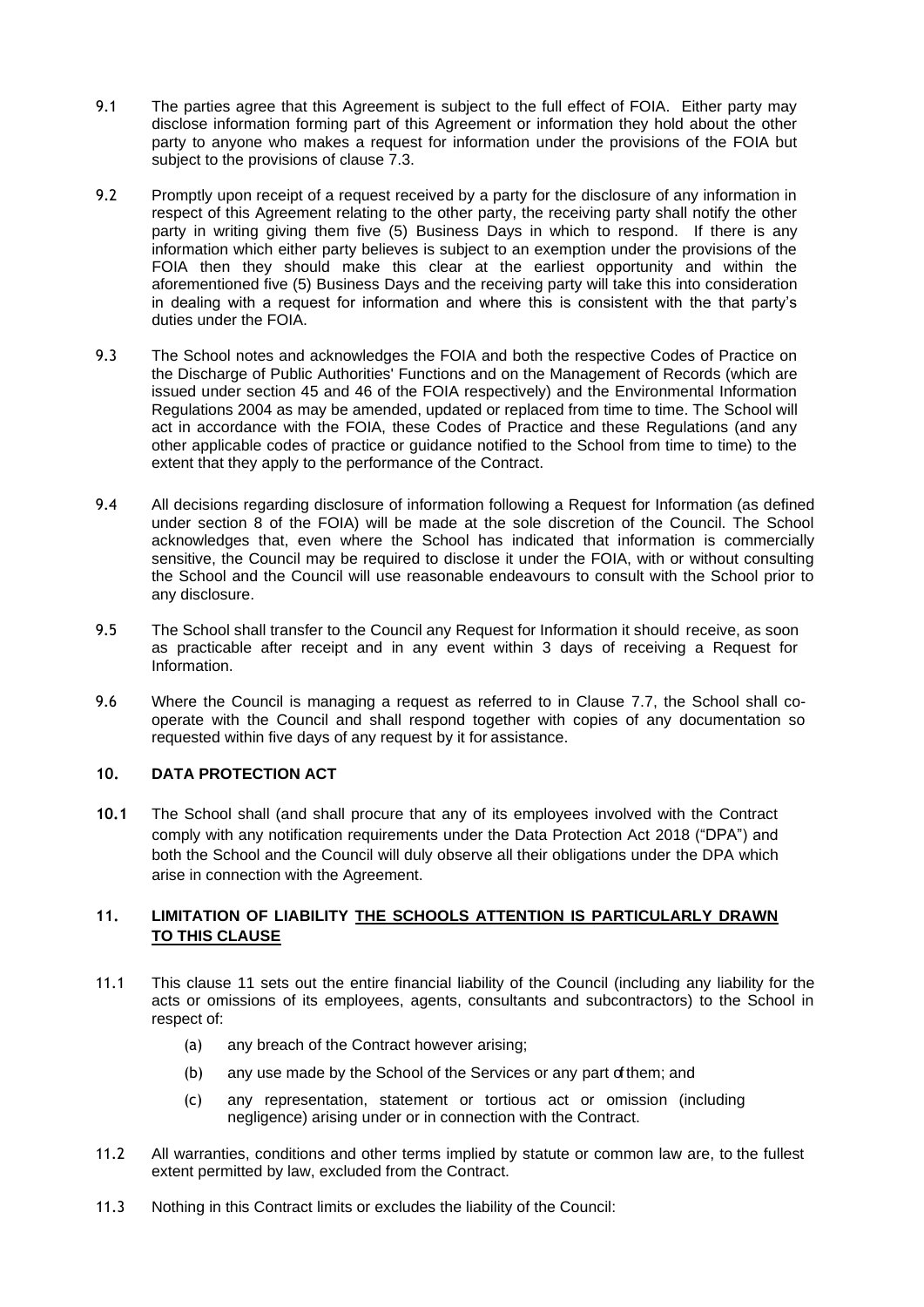9.1 The parties agree that this Agreement is subject to the full effect of FOIA. Either party may disclose information forming part of this Agreement or information they hold about the other party to anyone who makes a request for information under the provisions of the FOIA but subject to the provisions of clause 7.3.

9.2 Promptly upon receipt of a request received by a party for the disclosure of any information in respect of this Agreement relating to the other party, the receiving party shall notify the other party in writing giving them five (5) Business Days in which to respond. If there is any information which either party believes is subject to an exemption under the provisions of the FOIA then they should make this clear at the earliest opportunity and within the aforementioned five (5) Business Days and the receiving party will take this into consideration in dealing with a request for information and where this is consistent with the that party's duties under the FOIA.

9.3 The School notes and acknowledges the FOIA and both the respective Codes of Practice on the Discharge of Public Authorities' Functions and on the Management of Records (which are issued under section 45 and 46 of the FOIA respectively) and the Environmental Information Regulations 2004 as may be amended, updated or replaced from time to time. The School will act in accordance with the FOIA, these Codes of Practice and these Regulations (and any other applicable codes of practice or guidance notified to the School from time to time) to the extent that they apply to the performance of the Contract.

9.4 All decisions regarding disclosure of information following a Request for Information (as defined under section 8 of the FOIA) will be made at the sole discretion of the Council. The School acknowledges that, even where the School has indicated that information is commercially sensitive, the Council may be required to disclose it under the FOIA, with or without consulting the School and the Council will use reasonable endeavours to consult with the School prior to any disclosure.

9.5 The School shall transfer to the Council any Request for Information it should receive, as soon as practicable after receipt and in any event within 3 days of receiving a Request for Information.

9.6 Where the Council is managing a request as referred to in Clause 7.7, the School shall co-operate with the Council and shall respond together with copies of any documentation so requested within five days of any request by it for assistance.

## 10. DATA PROTECTION ACT

**10.1** The School shall (and shall procure that any of its employees involved with the Contract comply with any notification requirements under the Data Protection Act 2018 ("DPA") and both the School and the Council will duly observe all their obligations under the DPA which arise in connection with the Agreement.

## 11. LIMITATION OF LIABILITY <u>THE SCHOOLS ATTENTION IS PARTICULARLY DRAWN TO THIS CLAUSE</u>

11.1 This clause 11 sets out the entire financial liability of the Council (including any liability for the acts or omissions of its employees, agents, consultants and subcontractors) to the School in respect of:

- (a) any breach of the Contract however arising;
- (b) any use made by the School of the Services or any part of them; and
- (c) any representation, statement or tortious act or omission (including negligence) arising under or in connection with the Contract.

11.2 All warranties, conditions and other terms implied by statute or common law are, to the fullest extent permitted by law, excluded from the Contract.

11.3 Nothing in this Contract limits or excludes the liability of the Council: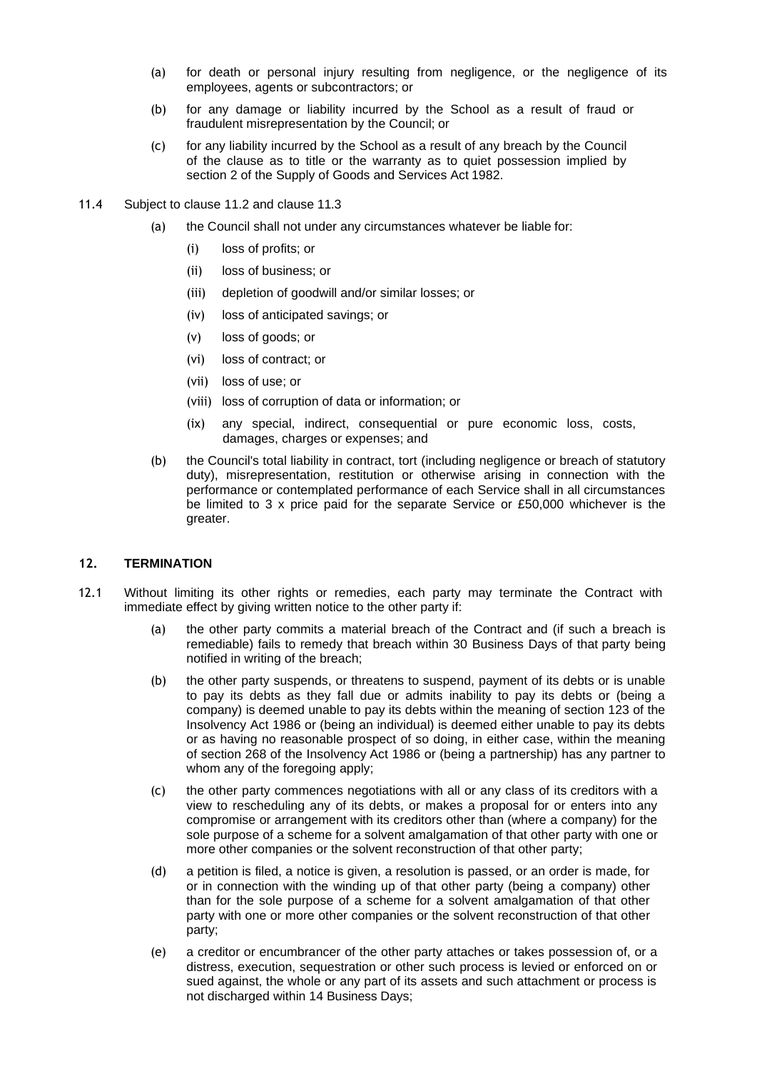(a) for death or personal injury resulting from negligence, or the negligence of its employees, agents or subcontractors; or

(b) for any damage or liability incurred by the School as a result of fraud or fraudulent misrepresentation by the Council; or

(c) for any liability incurred by the School as a result of any breach by the Council of the clause as to title or the warranty as to quiet possession implied by section 2 of the Supply of Goods and Services Act 1982.

11.4 Subject to clause 11.2 and clause 11.3

(a) the Council shall not under any circumstances whatever be liable for:

(i) loss of profits; or

(ii) loss of business; or

(iii) depletion of goodwill and/or similar losses; or

(iv) loss of anticipated savings; or

(v) loss of goods; or

(vi) loss of contract; or

(vii) loss of use; or

(viii) loss of corruption of data or information; or

(ix) any special, indirect, consequential or pure economic loss, costs, damages, charges or expenses; and

(b) the Council's total liability in contract, tort (including negligence or breach of statutory duty), misrepresentation, restitution or otherwise arising in connection with the performance or contemplated performance of each Service shall in all circumstances be limited to 3 x price paid for the separate Service or £50,000 whichever is the greater.

## 12. TERMINATION

12.1 Without limiting its other rights or remedies, each party may terminate the Contract with immediate effect by giving written notice to the other party if:

(a) the other party commits a material breach of the Contract and (if such a breach is remediable) fails to remedy that breach within 30 Business Days of that party being notified in writing of the breach;

(b) the other party suspends, or threatens to suspend, payment of its debts or is unable to pay its debts as they fall due or admits inability to pay its debts or (being a company) is deemed unable to pay its debts within the meaning of section 123 of the Insolvency Act 1986 or (being an individual) is deemed either unable to pay its debts or as having no reasonable prospect of so doing, in either case, within the meaning of section 268 of the Insolvency Act 1986 or (being a partnership) has any partner to whom any of the foregoing apply;

(c) the other party commences negotiations with all or any class of its creditors with a view to rescheduling any of its debts, or makes a proposal for or enters into any compromise or arrangement with its creditors other than (where a company) for the sole purpose of a scheme for a solvent amalgamation of that other party with one or more other companies or the solvent reconstruction of that other party;

(d) a petition is filed, a notice is given, a resolution is passed, or an order is made, for or in connection with the winding up of that other party (being a company) other than for the sole purpose of a scheme for a solvent amalgamation of that other party with one or more other companies or the solvent reconstruction of that other party;

(e) a creditor or encumbrancer of the other party attaches or takes possession of, or a distress, execution, sequestration or other such process is levied or enforced on or sued against, the whole or any part of its assets and such attachment or process is not discharged within 14 Business Days;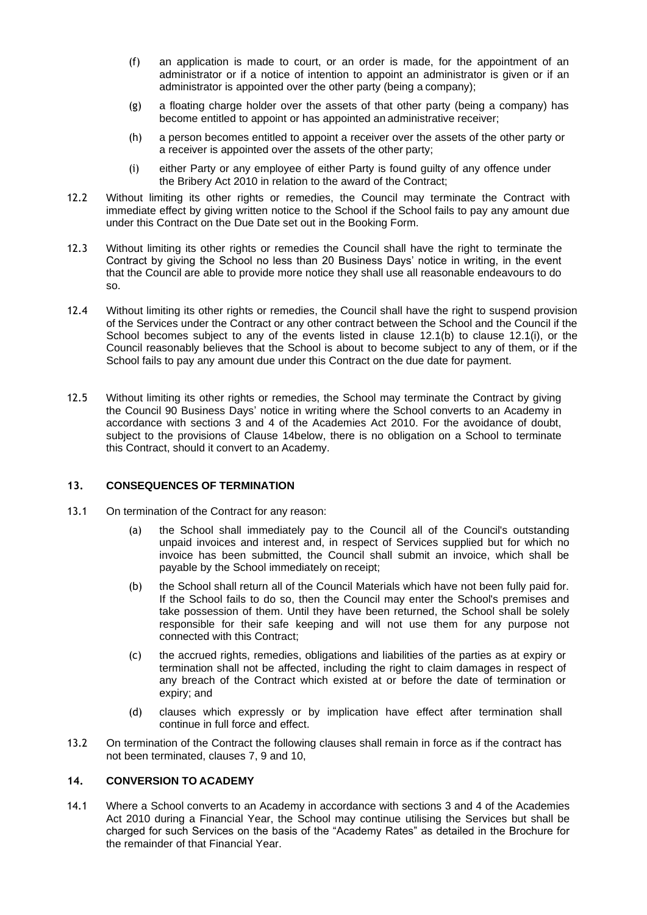(f) an application is made to court, or an order is made, for the appointment of an administrator or if a notice of intention to appoint an administrator is given or if an administrator is appointed over the other party (being a company);

(g) a floating charge holder over the assets of that other party (being a company) has become entitled to appoint or has appointed an administrative receiver;

(h) a person becomes entitled to appoint a receiver over the assets of the other party or a receiver is appointed over the assets of the other party;

(i) either Party or any employee of either Party is found guilty of any offence under the Bribery Act 2010 in relation to the award of the Contract;

12.2 Without limiting its other rights or remedies, the Council may terminate the Contract with immediate effect by giving written notice to the School if the School fails to pay any amount due under this Contract on the Due Date set out in the Booking Form.

12.3 Without limiting its other rights or remedies the Council shall have the right to terminate the Contract by giving the School no less than 20 Business Days' notice in writing, in the event that the Council are able to provide more notice they shall use all reasonable endeavours to do so.

12.4 Without limiting its other rights or remedies, the Council shall have the right to suspend provision of the Services under the Contract or any other contract between the School and the Council if the School becomes subject to any of the events listed in clause 12.1(b) to clause 12.1(i), or the Council reasonably believes that the School is about to become subject to any of them, or if the School fails to pay any amount due under this Contract on the due date for payment.

12.5 Without limiting its other rights or remedies, the School may terminate the Contract by giving the Council 90 Business Days' notice in writing where the School converts to an Academy in accordance with sections 3 and 4 of the Academies Act 2010. For the avoidance of doubt, subject to the provisions of Clause 14below, there is no obligation on a School to terminate this Contract, should it convert to an Academy.

## 13. CONSEQUENCES OF TERMINATION

13.1 On termination of the Contract for any reason:

(a) the School shall immediately pay to the Council all of the Council's outstanding unpaid invoices and interest and, in respect of Services supplied but for which no invoice has been submitted, the Council shall submit an invoice, which shall be payable by the School immediately on receipt;

(b) the School shall return all of the Council Materials which have not been fully paid for. If the School fails to do so, then the Council may enter the School's premises and take possession of them. Until they have been returned, the School shall be solely responsible for their safe keeping and will not use them for any purpose not connected with this Contract;

(c) the accrued rights, remedies, obligations and liabilities of the parties as at expiry or termination shall not be affected, including the right to claim damages in respect of any breach of the Contract which existed at or before the date of termination or expiry; and

(d) clauses which expressly or by implication have effect after termination shall continue in full force and effect.

13.2 On termination of the Contract the following clauses shall remain in force as if the contract has not been terminated, clauses 7, 9 and 10,

## 14. CONVERSION TO ACADEMY

14.1 Where a School converts to an Academy in accordance with sections 3 and 4 of the Academies Act 2010 during a Financial Year, the School may continue utilising the Services but shall be charged for such Services on the basis of the "Academy Rates" as detailed in the Brochure for the remainder of that Financial Year.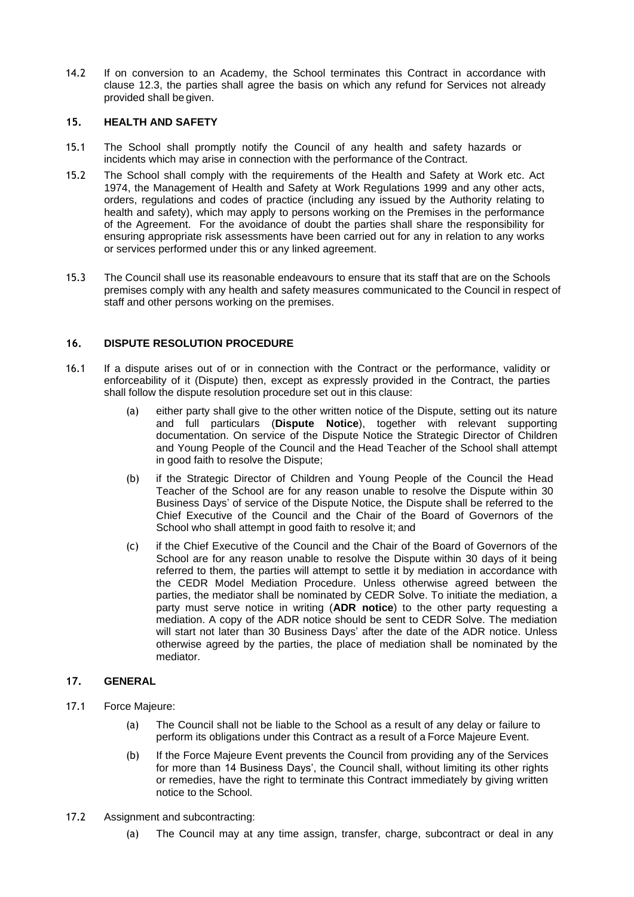14.2 If on conversion to an Academy, the School terminates this Contract in accordance with clause 12.3, the parties shall agree the basis on which any refund for Services not already provided shall be given.

## 15. HEALTH AND SAFETY

15.1 The School shall promptly notify the Council of any health and safety hazards or incidents which may arise in connection with the performance of the Contract.

15.2 The School shall comply with the requirements of the Health and Safety at Work etc. Act 1974, the Management of Health and Safety at Work Regulations 1999 and any other acts, orders, regulations and codes of practice (including any issued by the Authority relating to health and safety), which may apply to persons working on the Premises in the performance of the Agreement. For the avoidance of doubt the parties shall share the responsibility for ensuring appropriate risk assessments have been carried out for any in relation to any works or services performed under this or any linked agreement.

15.3 The Council shall use its reasonable endeavours to ensure that its staff that are on the Schools premises comply with any health and safety measures communicated to the Council in respect of staff and other persons working on the premises.

## 16. DISPUTE RESOLUTION PROCEDURE

16.1 If a dispute arises out of or in connection with the Contract or the performance, validity or enforceability of it (Dispute) then, except as expressly provided in the Contract, the parties shall follow the dispute resolution procedure set out in this clause:

(a) either party shall give to the other written notice of the Dispute, setting out its nature and full particulars (**Dispute Notice**), together with relevant supporting documentation. On service of the Dispute Notice the Strategic Director of Children and Young People of the Council and the Head Teacher of the School shall attempt in good faith to resolve the Dispute;

(b) if the Strategic Director of Children and Young People of the Council the Head Teacher of the School are for any reason unable to resolve the Dispute within 30 Business Days' of service of the Dispute Notice, the Dispute shall be referred to the Chief Executive of the Council and the Chair of the Board of Governors of the School who shall attempt in good faith to resolve it; and

(c) if the Chief Executive of the Council and the Chair of the Board of Governors of the School are for any reason unable to resolve the Dispute within 30 days of it being referred to them, the parties will attempt to settle it by mediation in accordance with the CEDR Model Mediation Procedure. Unless otherwise agreed between the parties, the mediator shall be nominated by CEDR Solve. To initiate the mediation, a party must serve notice in writing (**ADR notice**) to the other party requesting a mediation. A copy of the ADR notice should be sent to CEDR Solve. The mediation will start not later than 30 Business Days' after the date of the ADR notice. Unless otherwise agreed by the parties, the place of mediation shall be nominated by the mediator.

## 17. GENERAL

17.1 Force Majeure:

(a) The Council shall not be liable to the School as a result of any delay or failure to perform its obligations under this Contract as a result of a Force Majeure Event.

(b) If the Force Majeure Event prevents the Council from providing any of the Services for more than 14 Business Days', the Council shall, without limiting its other rights or remedies, have the right to terminate this Contract immediately by giving written notice to the School.

17.2 Assignment and subcontracting:

(a) The Council may at any time assign, transfer, charge, subcontract or deal in any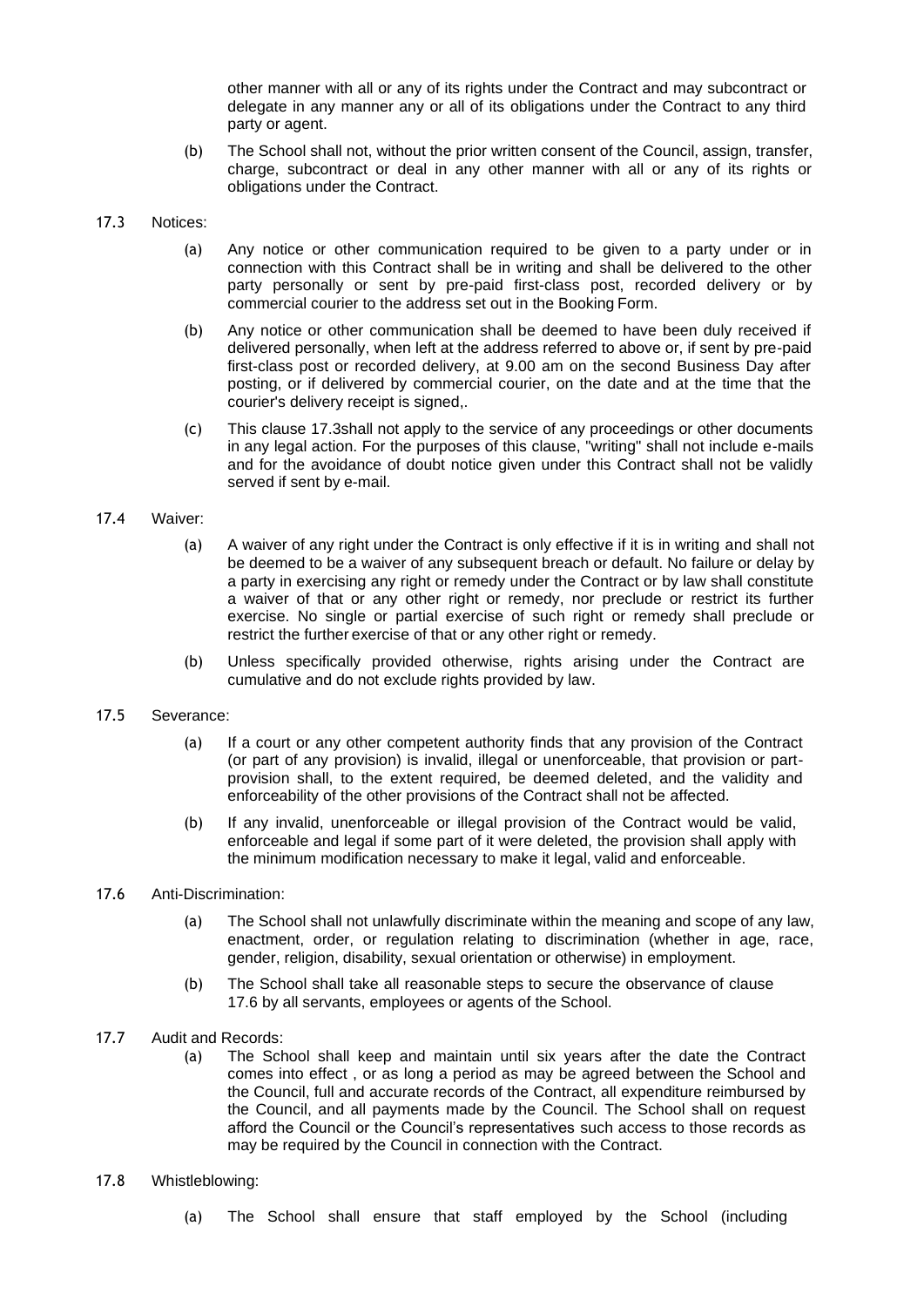other manner with all or any of its rights under the Contract and may subcontract or delegate in any manner any or all of its obligations under the Contract to any third party or agent.

(b) The School shall not, without the prior written consent of the Council, assign, transfer, charge, subcontract or deal in any other manner with all or any of its rights or obligations under the Contract.

17.3 Notices:

(a) Any notice or other communication required to be given to a party under or in connection with this Contract shall be in writing and shall be delivered to the other party personally or sent by pre-paid first-class post, recorded delivery or by commercial courier to the address set out in the Booking Form.

(b) Any notice or other communication shall be deemed to have been duly received if delivered personally, when left at the address referred to above or, if sent by pre-paid first-class post or recorded delivery, at 9.00 am on the second Business Day after posting, or if delivered by commercial courier, on the date and at the time that the courier's delivery receipt is signed,.

(c) This clause 17.3shall not apply to the service of any proceedings or other documents in any legal action. For the purposes of this clause, "writing" shall not include e-mails and for the avoidance of doubt notice given under this Contract shall not be validly served if sent by e-mail.

17.4 Waiver:

(a) A waiver of any right under the Contract is only effective if it is in writing and shall not be deemed to be a waiver of any subsequent breach or default. No failure or delay by a party in exercising any right or remedy under the Contract or by law shall constitute a waiver of that or any other right or remedy, nor preclude or restrict its further exercise. No single or partial exercise of such right or remedy shall preclude or restrict the further exercise of that or any other right or remedy.

(b) Unless specifically provided otherwise, rights arising under the Contract are cumulative and do not exclude rights provided by law.

17.5 Severance:

(a) If a court or any other competent authority finds that any provision of the Contract (or part of any provision) is invalid, illegal or unenforceable, that provision or part-provision shall, to the extent required, be deemed deleted, and the validity and enforceability of the other provisions of the Contract shall not be affected.

(b) If any invalid, unenforceable or illegal provision of the Contract would be valid, enforceable and legal if some part of it were deleted, the provision shall apply with the minimum modification necessary to make it legal, valid and enforceable.

17.6 Anti-Discrimination:

(a) The School shall not unlawfully discriminate within the meaning and scope of any law, enactment, order, or regulation relating to discrimination (whether in age, race, gender, religion, disability, sexual orientation or otherwise) in employment.

(b) The School shall take all reasonable steps to secure the observance of clause 17.6 by all servants, employees or agents of the School.

17.7 Audit and Records:

(a) The School shall keep and maintain until six years after the date the Contract comes into effect , or as long a period as may be agreed between the School and the Council, full and accurate records of the Contract, all expenditure reimbursed by the Council, and all payments made by the Council. The School shall on request afford the Council or the Council's representatives such access to those records as may be required by the Council in connection with the Contract.

17.8 Whistleblowing:

(a) The School shall ensure that staff employed by the School (including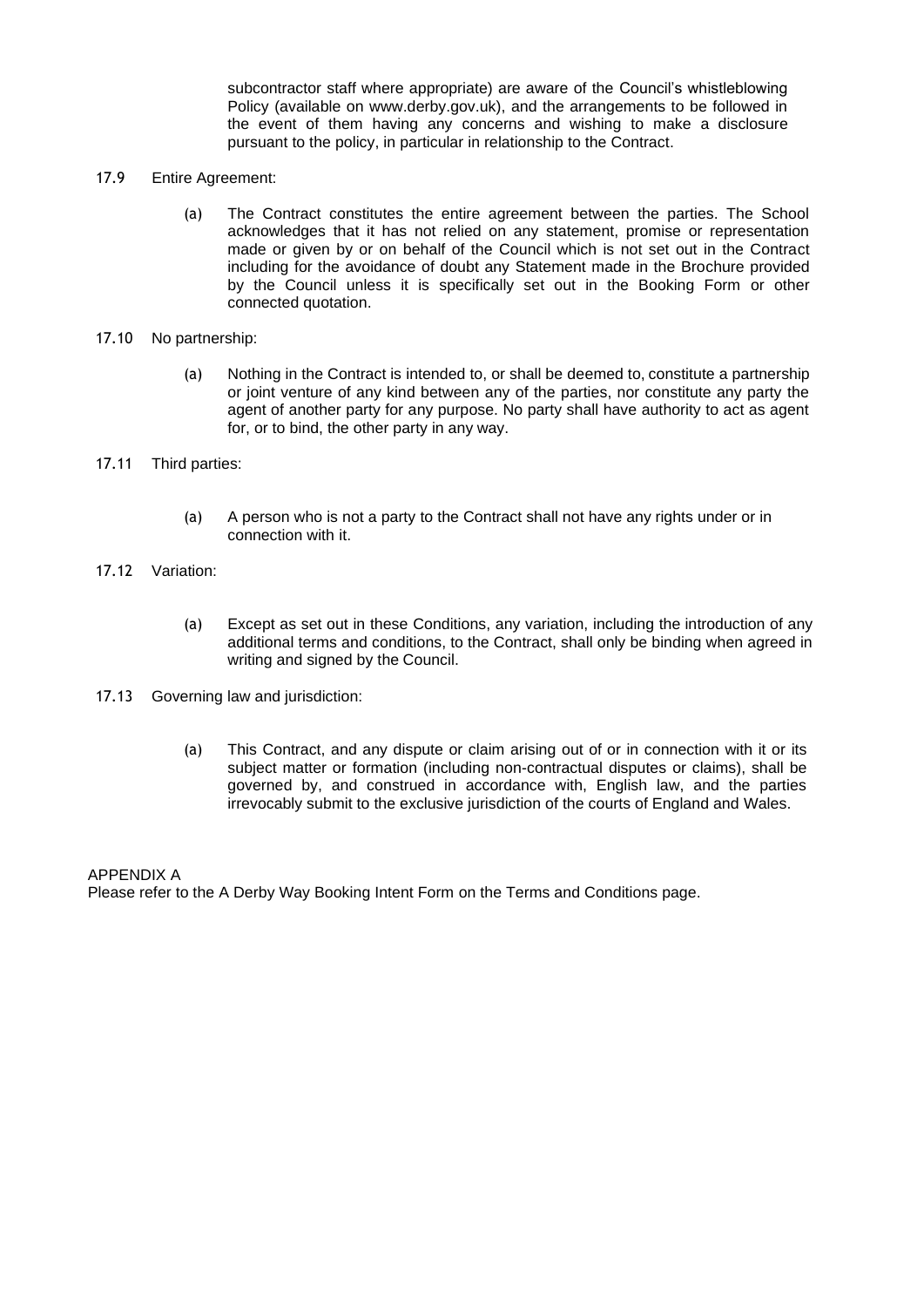subcontractor staff where appropriate) are aware of the Council's whistleblowing Policy (available on www.derby.gov.uk), and the arrangements to be followed in the event of them having any concerns and wishing to make a disclosure pursuant to the policy, in particular in relationship to the Contract.

17.9 Entire Agreement:

(a) The Contract constitutes the entire agreement between the parties. The School acknowledges that it has not relied on any statement, promise or representation made or given by or on behalf of the Council which is not set out in the Contract including for the avoidance of doubt any Statement made in the Brochure provided by the Council unless it is specifically set out in the Booking Form or other connected quotation.

17.10 No partnership:

(a) Nothing in the Contract is intended to, or shall be deemed to, constitute a partnership or joint venture of any kind between any of the parties, nor constitute any party the agent of another party for any purpose. No party shall have authority to act as agent for, or to bind, the other party in any way.

17.11 Third parties:

(a) A person who is not a party to the Contract shall not have any rights under or in connection with it.

17.12 Variation:

(a) Except as set out in these Conditions, any variation, including the introduction of any additional terms and conditions, to the Contract, shall only be binding when agreed in writing and signed by the Council.

17.13 Governing law and jurisdiction:

(a) This Contract, and any dispute or claim arising out of or in connection with it or its subject matter or formation (including non-contractual disputes or claims), shall be governed by, and construed in accordance with, English law, and the parties irrevocably submit to the exclusive jurisdiction of the courts of England and Wales.

APPENDIX A

Please refer to the A Derby Way Booking Intent Form on the Terms and Conditions page.